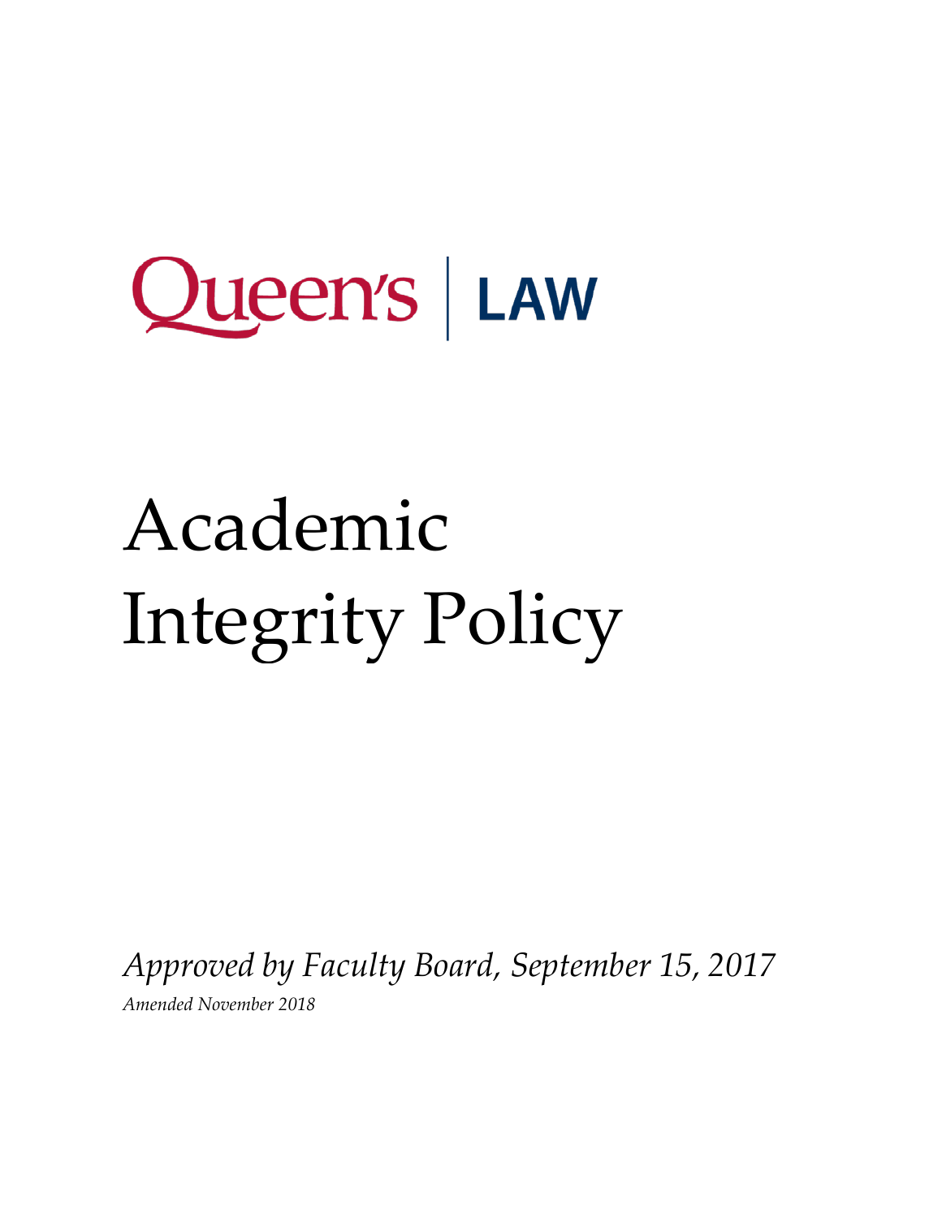Queen's | LAW

# Academic Integrity Policy

*Approved by Faculty Board, September 15, 2017*

*Amended November 2018*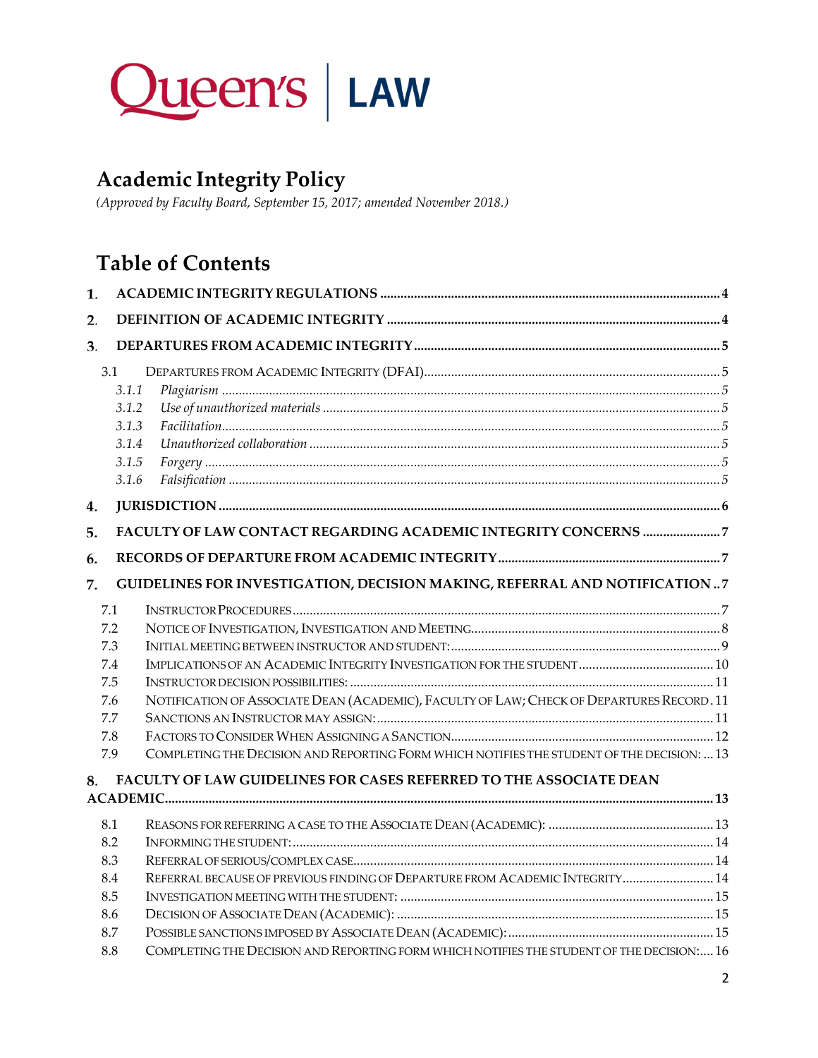Queen's | LAW

# Academic Integrity Policy

*(Approved by Faculty Board, September 15, 2017; amended November 2018.)*

## Table of Contents

1. ACADEMIC INTEGRITY REGULATIONS ..... 4
2. DEFINITION OF ACADEMIC INTEGRITY ..... 4
3. DEPARTURES FROM ACADEMIC INTEGRITY ..... 5
   - 3.1 DEPARTURES FROM ACADEMIC INTEGRITY (DFAI) ..... 5
     - 3.1.1 *Plagiarism* ..... 5
     - 3.1.2 *Use of unauthorized materials* ..... 5
     - 3.1.3 *Facilitation* ..... 5
     - 3.1.4 *Unauthorized collaboration* ..... 5
     - 3.1.5 *Forgery* ..... 5
     - 3.1.6 *Falsification* ..... 5
4. JURISDICTION ..... 6
5. FACULTY OF LAW CONTACT REGARDING ACADEMIC INTEGRITY CONCERNS ..... 7
6. RECORDS OF DEPARTURE FROM ACADEMIC INTEGRITY ..... 7
7. GUIDELINES FOR INVESTIGATION, DECISION MAKING, REFERRAL AND NOTIFICATION ..... 7
   - 7.1 INSTRUCTOR PROCEDURES ..... 7
   - 7.2 NOTICE OF INVESTIGATION, INVESTIGATION AND MEETING ..... 8
   - 7.3 INITIAL MEETING BETWEEN INSTRUCTOR AND STUDENT: ..... 9
   - 7.4 IMPLICATIONS OF AN ACADEMIC INTEGRITY INVESTIGATION FOR THE STUDENT ..... 10
   - 7.5 INSTRUCTOR DECISION POSSIBILITIES: ..... 11
   - 7.6 NOTIFICATION OF ASSOCIATE DEAN (ACADEMIC), FACULTY OF LAW; CHECK OF DEPARTURES RECORD ..... 11
   - 7.7 SANCTIONS AN INSTRUCTOR MAY ASSIGN: ..... 11
   - 7.8 FACTORS TO CONSIDER WHEN ASSIGNING A SANCTION ..... 12
   - 7.9 COMPLETING THE DECISION AND REPORTING FORM WHICH NOTIFIES THE STUDENT OF THE DECISION: ..... 13
8. FACULTY OF LAW GUIDELINES FOR CASES REFERRED TO THE ASSOCIATE DEAN ACADEMIC ..... 13
   - 8.1 REASONS FOR REFERRING A CASE TO THE ASSOCIATE DEAN (ACADEMIC): ..... 13
   - 8.2 INFORMING THE STUDENT: ..... 14
   - 8.3 REFERRAL OF SERIOUS/COMPLEX CASE ..... 14
   - 8.4 REFERRAL BECAUSE OF PREVIOUS FINDING OF DEPARTURE FROM ACADEMIC INTEGRITY ..... 14
   - 8.5 INVESTIGATION MEETING WITH THE STUDENT: ..... 15
   - 8.6 DECISION OF ASSOCIATE DEAN (ACADEMIC): ..... 15
   - 8.7 POSSIBLE SANCTIONS IMPOSED BY ASSOCIATE DEAN (ACADEMIC): ..... 15
   - 8.8 COMPLETING THE DECISION AND REPORTING FORM WHICH NOTIFIES THE STUDENT OF THE DECISION: ..... 16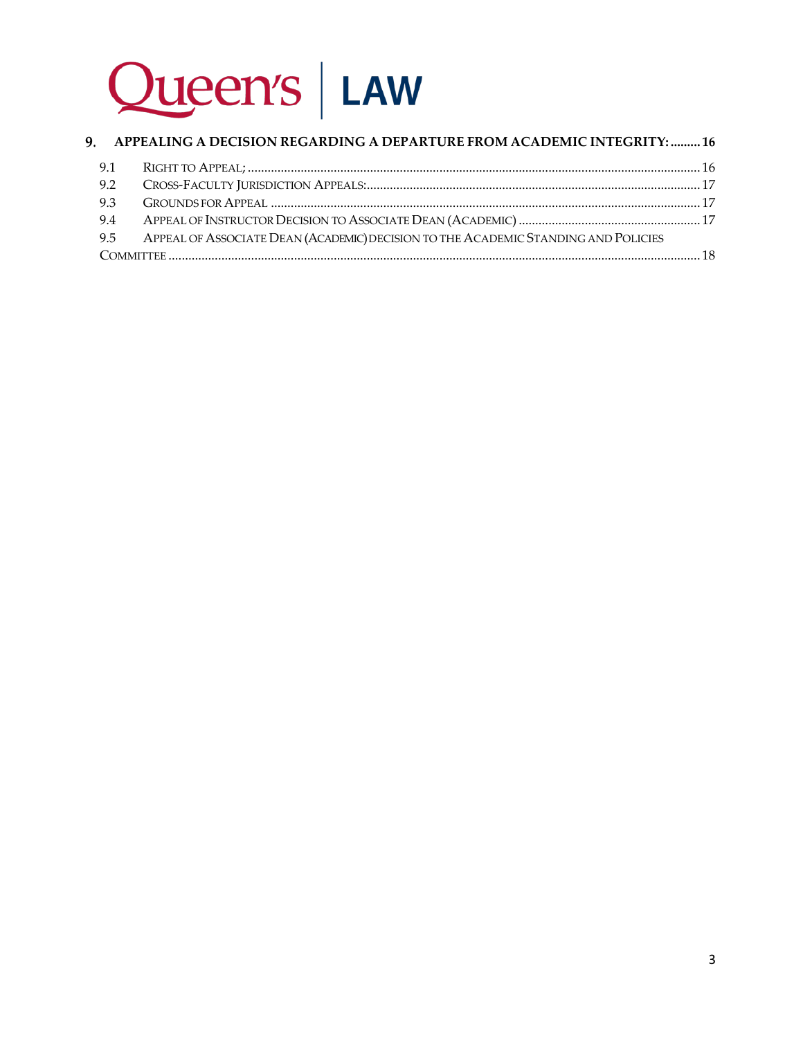**9. APPEALING A DECISION REGARDING A DEPARTURE FROM ACADEMIC INTEGRITY: ......... 16**

9.1 RIGHT TO APPEAL; ........................................................................................................................ 16

9.2 CROSS-FACULTY JURISDICTION APPEALS: ................................................................................... 17

9.3 GROUNDS FOR APPEAL ................................................................................................................ 17

9.4 APPEAL OF INSTRUCTOR DECISION TO ASSOCIATE DEAN (ACADEMIC) ....................................... 17

9.5 APPEAL OF ASSOCIATE DEAN (ACADEMIC) DECISION TO THE ACADEMIC STANDING AND POLICIES COMMITTEE ................................................................................................................................ 18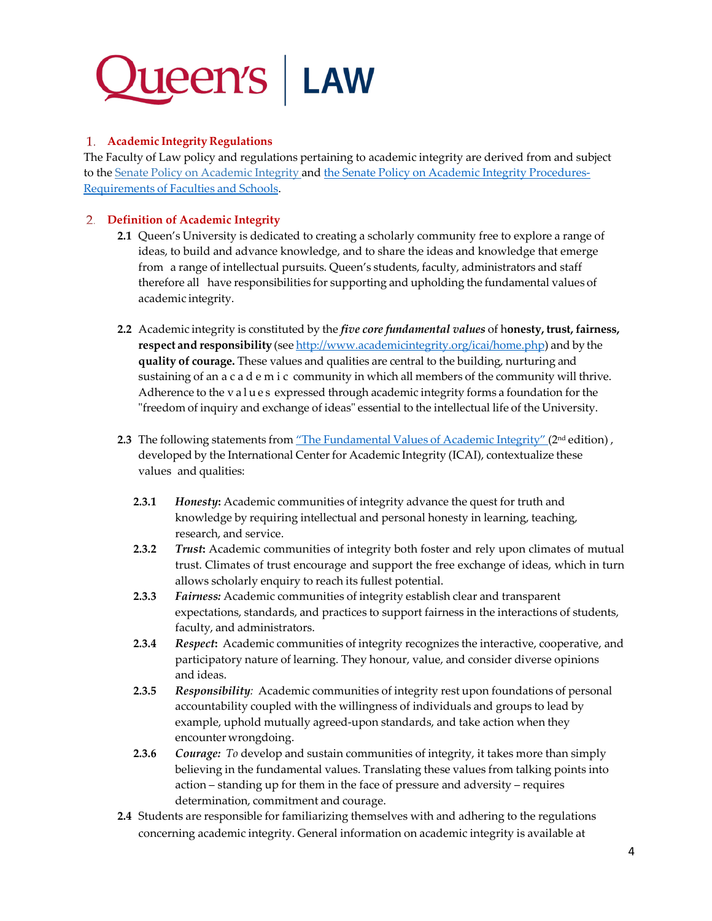Queen's | LAW

## 1. Academic Integrity Regulations

The Faculty of Law policy and regulations pertaining to academic integrity are derived from and subject to the Senate Policy on Academic Integrity and the Senate Policy on Academic Integrity Procedures-Requirements of Faculties and Schools.

## 2. Definition of Academic Integrity

**2.1** Queen's University is dedicated to creating a scholarly community free to explore a range of ideas, to build and advance knowledge, and to share the ideas and knowledge that emerge from a range of intellectual pursuits. Queen's students, faculty, administrators and staff therefore all have responsibilities for supporting and upholding the fundamental values of academic integrity.

**2.2** Academic integrity is constituted by the ***five core fundamental values*** of h**onesty, trust, fairness, respect and responsibility** (see http://www.academicintegrity.org/icai/home.php) and by the **quality of courage.** These values and qualities are central to the building, nurturing and sustaining of an academic community in which all members of the community will thrive. Adherence to the values expressed through academic integrity forms a foundation for the "freedom of inquiry and exchange of ideas" essential to the intellectual life of the University.

**2.3** The following statements from "The Fundamental Values of Academic Integrity" (2nd edition), developed by the International Center for Academic Integrity (ICAI), contextualize these values and qualities:

**2.3.1** ***Honesty*****:** Academic communities of integrity advance the quest for truth and knowledge by requiring intellectual and personal honesty in learning, teaching, research, and service.

**2.3.2** ***Trust*****:** Academic communities of integrity both foster and rely upon climates of mutual trust. Climates of trust encourage and support the free exchange of ideas, which in turn allows scholarly enquiry to reach its fullest potential.

**2.3.3** ***Fairness:*** Academic communities of integrity establish clear and transparent expectations, standards, and practices to support fairness in the interactions of students, faculty, and administrators.

**2.3.4** ***Respect*****:** Academic communities of integrity recognizes the interactive, cooperative, and participatory nature of learning. They honour, value, and consider diverse opinions and ideas.

**2.3.5** ***Responsibility****:* Academic communities of integrity rest upon foundations of personal accountability coupled with the willingness of individuals and groups to lead by example, uphold mutually agreed-upon standards, and take action when they encounter wrongdoing.

**2.3.6** ***Courage:*** *To* develop and sustain communities of integrity, it takes more than simply believing in the fundamental values. Translating these values from talking points into action – standing up for them in the face of pressure and adversity – requires determination, commitment and courage.

**2.4** Students are responsible for familiarizing themselves with and adhering to the regulations concerning academic integrity. General information on academic integrity is available at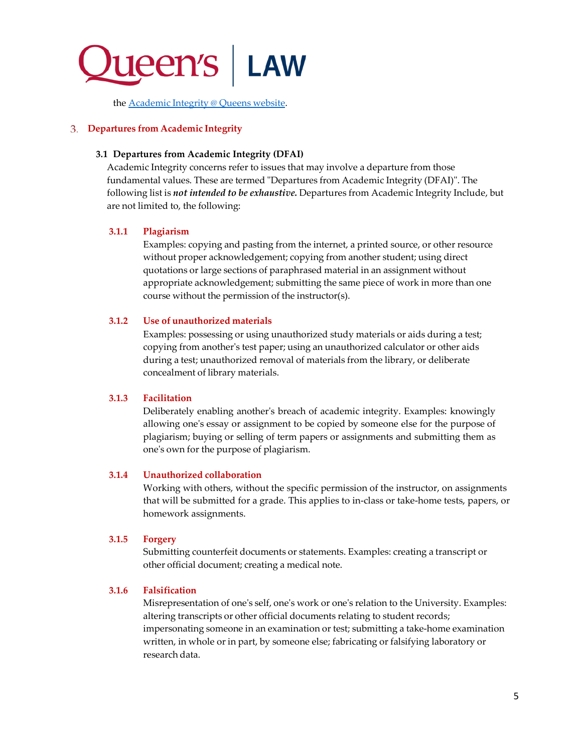the [Academic Integrity @ Queens website](Academic Integrity @ Queens website).

## 3. Departures from Academic Integrity

### 3.1 Departures from Academic Integrity (DFAI)

Academic Integrity concerns refer to issues that may involve a departure from those fundamental values. These are termed "Departures from Academic Integrity (DFAI)". The following list is ***not intended to be exhaustive.*** Departures from Academic Integrity Include, but are not limited to, the following:

#### 3.1.1 Plagiarism

Examples: copying and pasting from the internet, a printed source, or other resource without proper acknowledgement; copying from another student; using direct quotations or large sections of paraphrased material in an assignment without appropriate acknowledgement; submitting the same piece of work in more than one course without the permission of the instructor(s).

#### 3.1.2 Use of unauthorized materials

Examples: possessing or using unauthorized study materials or aids during a test; copying from another's test paper; using an unauthorized calculator or other aids during a test; unauthorized removal of materials from the library, or deliberate concealment of library materials.

#### 3.1.3 Facilitation

Deliberately enabling another's breach of academic integrity. Examples: knowingly allowing one's essay or assignment to be copied by someone else for the purpose of plagiarism; buying or selling of term papers or assignments and submitting them as one's own for the purpose of plagiarism.

#### 3.1.4 Unauthorized collaboration

Working with others, without the specific permission of the instructor, on assignments that will be submitted for a grade. This applies to in-class or take-home tests, papers, or homework assignments.

#### 3.1.5 Forgery

Submitting counterfeit documents or statements. Examples: creating a transcript or other official document; creating a medical note.

#### 3.1.6 Falsification

Misrepresentation of one's self, one's work or one's relation to the University. Examples: altering transcripts or other official documents relating to student records; impersonating someone in an examination or test; submitting a take-home examination written, in whole or in part, by someone else; fabricating or falsifying laboratory or research data.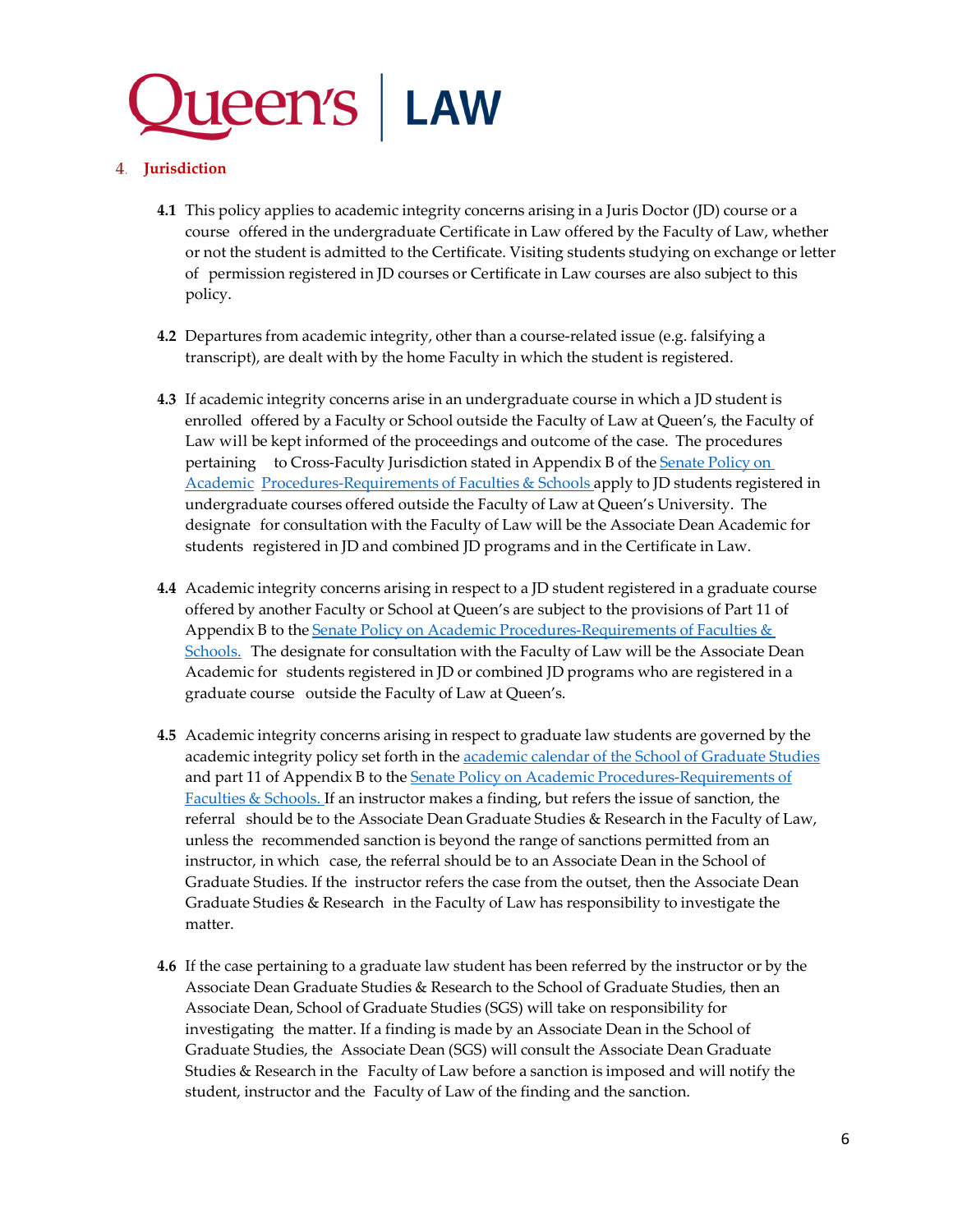## 4. Jurisdiction

**4.1** This policy applies to academic integrity concerns arising in a Juris Doctor (JD) course or a course offered in the undergraduate Certificate in Law offered by the Faculty of Law, whether or not the student is admitted to the Certificate. Visiting students studying on exchange or letter of permission registered in JD courses or Certificate in Law courses are also subject to this policy.

**4.2** Departures from academic integrity, other than a course-related issue (e.g. falsifying a transcript), are dealt with by the home Faculty in which the student is registered.

**4.3** If academic integrity concerns arise in an undergraduate course in which a JD student is enrolled offered by a Faculty or School outside the Faculty of Law at Queen's, the Faculty of Law will be kept informed of the proceedings and outcome of the case. The procedures pertaining to Cross-Faculty Jurisdiction stated in Appendix B of the Senate Policy on Academic Procedures-Requirements of Faculties & Schools apply to JD students registered in undergraduate courses offered outside the Faculty of Law at Queen's University. The designate for consultation with the Faculty of Law will be the Associate Dean Academic for students registered in JD and combined JD programs and in the Certificate in Law.

**4.4** Academic integrity concerns arising in respect to a JD student registered in a graduate course offered by another Faculty or School at Queen's are subject to the provisions of Part 11 of Appendix B to the Senate Policy on Academic Procedures-Requirements of Faculties & Schools. The designate for consultation with the Faculty of Law will be the Associate Dean Academic for students registered in JD or combined JD programs who are registered in a graduate course outside the Faculty of Law at Queen's.

**4.5** Academic integrity concerns arising in respect to graduate law students are governed by the academic integrity policy set forth in the academic calendar of the School of Graduate Studies and part 11 of Appendix B to the Senate Policy on Academic Procedures-Requirements of Faculties & Schools. If an instructor makes a finding, but refers the issue of sanction, the referral should be to the Associate Dean Graduate Studies & Research in the Faculty of Law, unless the recommended sanction is beyond the range of sanctions permitted from an instructor, in which case, the referral should be to an Associate Dean in the School of Graduate Studies. If the instructor refers the case from the outset, then the Associate Dean Graduate Studies & Research in the Faculty of Law has responsibility to investigate the matter.

**4.6** If the case pertaining to a graduate law student has been referred by the instructor or by the Associate Dean Graduate Studies & Research to the School of Graduate Studies, then an Associate Dean, School of Graduate Studies (SGS) will take on responsibility for investigating the matter. If a finding is made by an Associate Dean in the School of Graduate Studies, the Associate Dean (SGS) will consult the Associate Dean Graduate Studies & Research in the Faculty of Law before a sanction is imposed and will notify the student, instructor and the Faculty of Law of the finding and the sanction.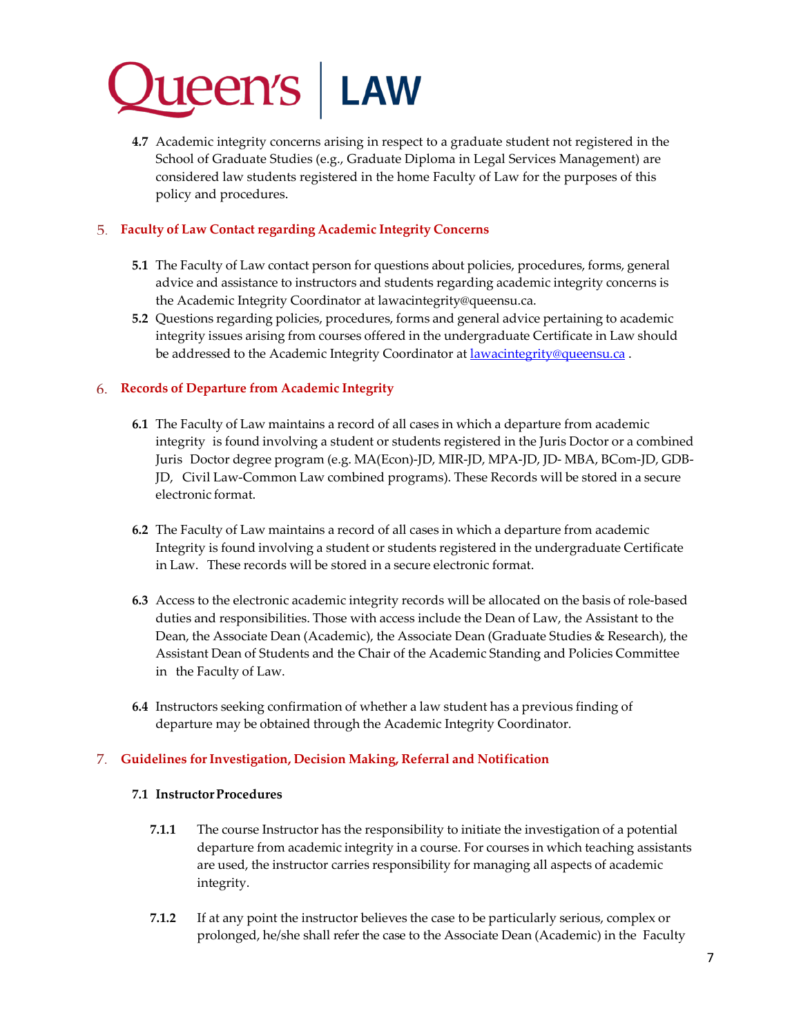**4.7** Academic integrity concerns arising in respect to a graduate student not registered in the School of Graduate Studies (e.g., Graduate Diploma in Legal Services Management) are considered law students registered in the home Faculty of Law for the purposes of this policy and procedures.

## 5. Faculty of Law Contact regarding Academic Integrity Concerns

**5.1** The Faculty of Law contact person for questions about policies, procedures, forms, general advice and assistance to instructors and students regarding academic integrity concerns is the Academic Integrity Coordinator at lawacintegrity@queensu.ca.

**5.2** Questions regarding policies, procedures, forms and general advice pertaining to academic integrity issues arising from courses offered in the undergraduate Certificate in Law should be addressed to the Academic Integrity Coordinator at lawacintegrity@queensu.ca .

## 6. Records of Departure from Academic Integrity

**6.1** The Faculty of Law maintains a record of all cases in which a departure from academic integrity is found involving a student or students registered in the Juris Doctor or a combined Juris Doctor degree program (e.g. MA(Econ)-JD, MIR-JD, MPA-JD, JD- MBA, BCom-JD, GDB-JD, Civil Law-Common Law combined programs). These Records will be stored in a secure electronic format.

**6.2** The Faculty of Law maintains a record of all cases in which a departure from academic Integrity is found involving a student or students registered in the undergraduate Certificate in Law. These records will be stored in a secure electronic format.

**6.3** Access to the electronic academic integrity records will be allocated on the basis of role-based duties and responsibilities. Those with access include the Dean of Law, the Assistant to the Dean, the Associate Dean (Academic), the Associate Dean (Graduate Studies & Research), the Assistant Dean of Students and the Chair of the Academic Standing and Policies Committee in the Faculty of Law.

**6.4** Instructors seeking confirmation of whether a law student has a previous finding of departure may be obtained through the Academic Integrity Coordinator.

## 7. Guidelines for Investigation, Decision Making, Referral and Notification

### 7.1 Instructor Procedures

**7.1.1** The course Instructor has the responsibility to initiate the investigation of a potential departure from academic integrity in a course. For courses in which teaching assistants are used, the instructor carries responsibility for managing all aspects of academic integrity.

**7.1.2** If at any point the instructor believes the case to be particularly serious, complex or prolonged, he/she shall refer the case to the Associate Dean (Academic) in the Faculty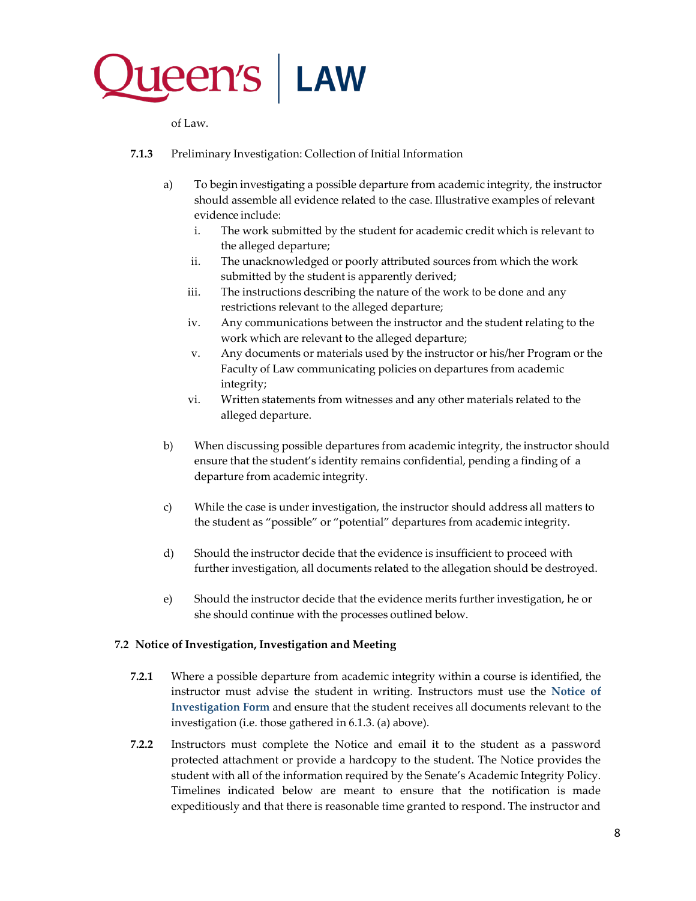of Law.

**7.1.3** Preliminary Investigation: Collection of Initial Information

a) To begin investigating a possible departure from academic integrity, the instructor should assemble all evidence related to the case. Illustrative examples of relevant evidence include:

   i. The work submitted by the student for academic credit which is relevant to the alleged departure;
   ii. The unacknowledged or poorly attributed sources from which the work submitted by the student is apparently derived;
   iii. The instructions describing the nature of the work to be done and any restrictions relevant to the alleged departure;
   iv. Any communications between the instructor and the student relating to the work which are relevant to the alleged departure;
   v. Any documents or materials used by the instructor or his/her Program or the Faculty of Law communicating policies on departures from academic integrity;
   vi. Written statements from witnesses and any other materials related to the alleged departure.

b) When discussing possible departures from academic integrity, the instructor should ensure that the student's identity remains confidential, pending a finding of a departure from academic integrity.

c) While the case is under investigation, the instructor should address all matters to the student as "possible" or "potential" departures from academic integrity.

d) Should the instructor decide that the evidence is insufficient to proceed with further investigation, all documents related to the allegation should be destroyed.

e) Should the instructor decide that the evidence merits further investigation, he or she should continue with the processes outlined below.

### 7.2 Notice of Investigation, Investigation and Meeting

**7.2.1** Where a possible departure from academic integrity within a course is identified, the instructor must advise the student in writing. Instructors must use the **Notice of Investigation Form** and ensure that the student receives all documents relevant to the investigation (i.e. those gathered in 6.1.3. (a) above).

**7.2.2** Instructors must complete the Notice and email it to the student as a password protected attachment or provide a hardcopy to the student. The Notice provides the student with all of the information required by the Senate's Academic Integrity Policy. Timelines indicated below are meant to ensure that the notification is made expeditiously and that there is reasonable time granted to respond. The instructor and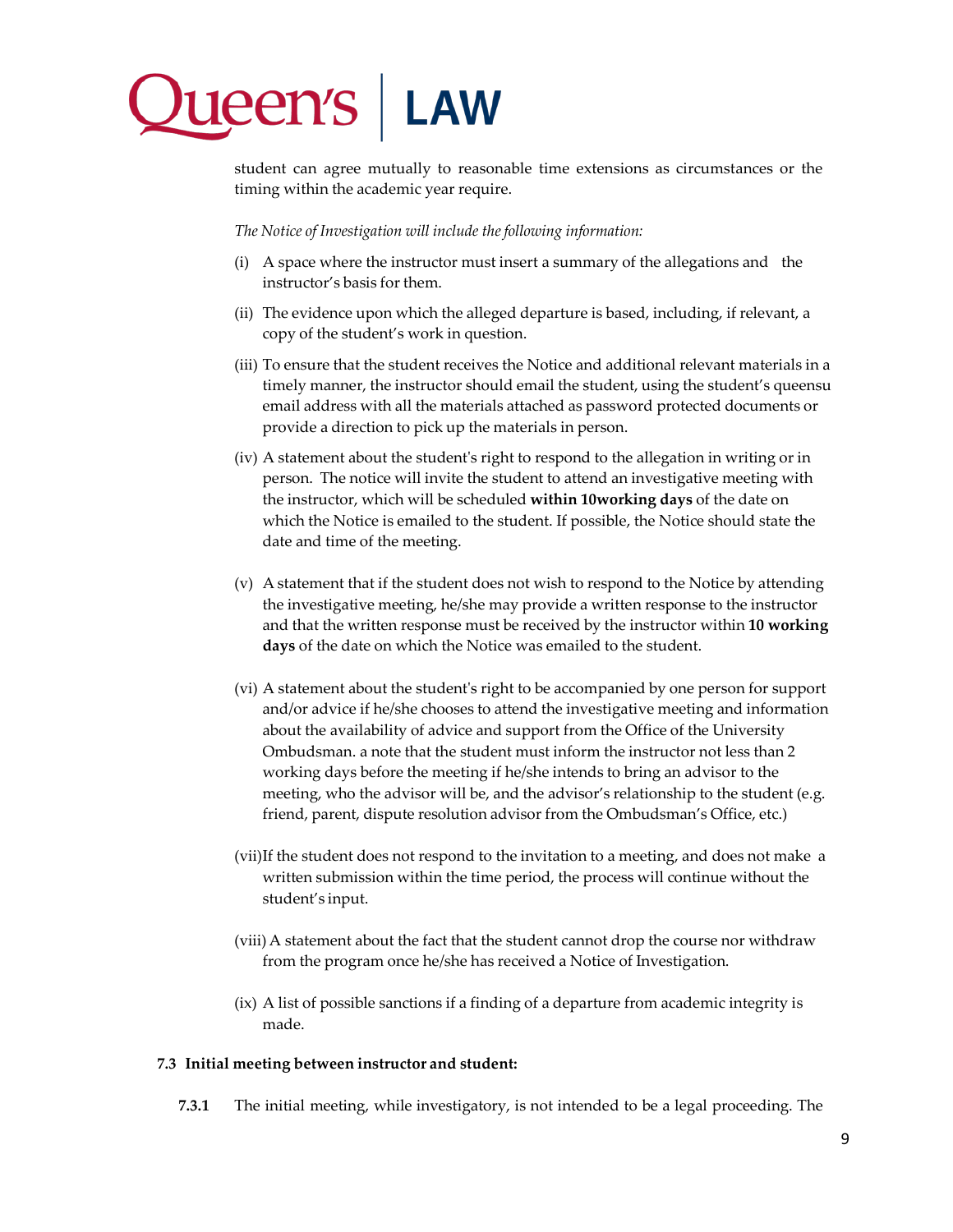student can agree mutually to reasonable time extensions as circumstances or the timing within the academic year require.

*The Notice of Investigation will include the following information:*

(i) A space where the instructor must insert a summary of the allegations and the instructor's basis for them.

(ii) The evidence upon which the alleged departure is based, including, if relevant, a copy of the student's work in question.

(iii) To ensure that the student receives the Notice and additional relevant materials in a timely manner, the instructor should email the student, using the student's queensu email address with all the materials attached as password protected documents or provide a direction to pick up the materials in person.

(iv) A statement about the student's right to respond to the allegation in writing or in person. The notice will invite the student to attend an investigative meeting with the instructor, which will be scheduled **within 10working days** of the date on which the Notice is emailed to the student. If possible, the Notice should state the date and time of the meeting.

(v) A statement that if the student does not wish to respond to the Notice by attending the investigative meeting, he/she may provide a written response to the instructor and that the written response must be received by the instructor within **10 working days** of the date on which the Notice was emailed to the student.

(vi) A statement about the student's right to be accompanied by one person for support and/or advice if he/she chooses to attend the investigative meeting and information about the availability of advice and support from the Office of the University Ombudsman. a note that the student must inform the instructor not less than 2 working days before the meeting if he/she intends to bring an advisor to the meeting, who the advisor will be, and the advisor's relationship to the student (e.g. friend, parent, dispute resolution advisor from the Ombudsman's Office, etc.)

(vii)If the student does not respond to the invitation to a meeting, and does not make a written submission within the time period, the process will continue without the student's input.

(viii) A statement about the fact that the student cannot drop the course nor withdraw from the program once he/she has received a Notice of Investigation.

(ix) A list of possible sanctions if a finding of a departure from academic integrity is made.

**7.3 Initial meeting between instructor and student:**

**7.3.1** The initial meeting, while investigatory, is not intended to be a legal proceeding. The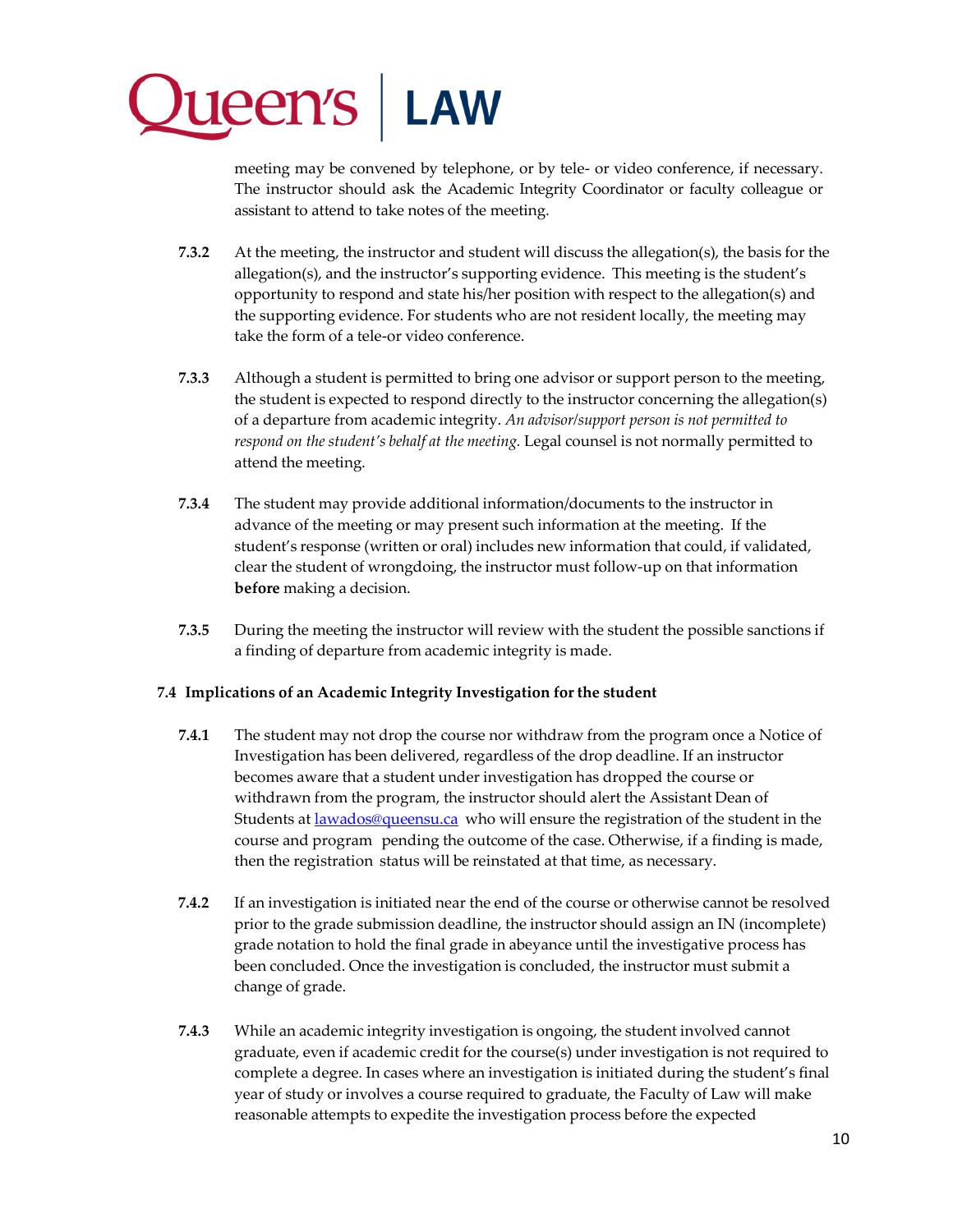meeting may be convened by telephone, or by tele- or video conference, if necessary. The instructor should ask the Academic Integrity Coordinator or faculty colleague or assistant to attend to take notes of the meeting.

**7.3.2** At the meeting, the instructor and student will discuss the allegation(s), the basis for the allegation(s), and the instructor's supporting evidence. This meeting is the student's opportunity to respond and state his/her position with respect to the allegation(s) and the supporting evidence. For students who are not resident locally, the meeting may take the form of a tele-or video conference.

**7.3.3** Although a student is permitted to bring one advisor or support person to the meeting, the student is expected to respond directly to the instructor concerning the allegation(s) of a departure from academic integrity. *An advisor/support person is not permitted to respond on the student's behalf at the meeting.* Legal counsel is not normally permitted to attend the meeting.

**7.3.4** The student may provide additional information/documents to the instructor in advance of the meeting or may present such information at the meeting. If the student's response (written or oral) includes new information that could, if validated, clear the student of wrongdoing, the instructor must follow-up on that information **before** making a decision.

**7.3.5** During the meeting the instructor will review with the student the possible sanctions if a finding of departure from academic integrity is made.

### 7.4 Implications of an Academic Integrity Investigation for the student

**7.4.1** The student may not drop the course nor withdraw from the program once a Notice of Investigation has been delivered, regardless of the drop deadline. If an instructor becomes aware that a student under investigation has dropped the course or withdrawn from the program, the instructor should alert the Assistant Dean of Students at lawados@queensu.ca who will ensure the registration of the student in the course and program pending the outcome of the case. Otherwise, if a finding is made, then the registration status will be reinstated at that time, as necessary.

**7.4.2** If an investigation is initiated near the end of the course or otherwise cannot be resolved prior to the grade submission deadline, the instructor should assign an IN (incomplete) grade notation to hold the final grade in abeyance until the investigative process has been concluded. Once the investigation is concluded, the instructor must submit a change of grade.

**7.4.3** While an academic integrity investigation is ongoing, the student involved cannot graduate, even if academic credit for the course(s) under investigation is not required to complete a degree. In cases where an investigation is initiated during the student's final year of study or involves a course required to graduate, the Faculty of Law will make reasonable attempts to expedite the investigation process before the expected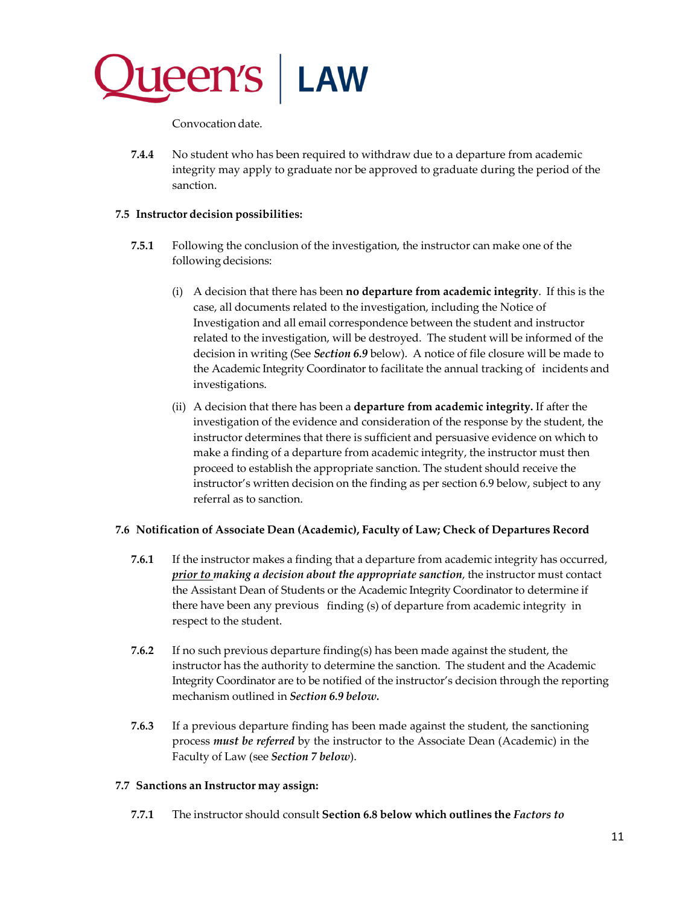Convocation date.

**7.4.4** No student who has been required to withdraw due to a departure from academic integrity may apply to graduate nor be approved to graduate during the period of the sanction.

**7.5 Instructor decision possibilities:**

**7.5.1** Following the conclusion of the investigation, the instructor can make one of the following decisions:

(i) A decision that there has been **no departure from academic integrity**. If this is the case, all documents related to the investigation, including the Notice of Investigation and all email correspondence between the student and instructor related to the investigation, will be destroyed. The student will be informed of the decision in writing (See ***Section 6.9*** below). A notice of file closure will be made to the Academic Integrity Coordinator to facilitate the annual tracking of incidents and investigations.

(ii) A decision that there has been a **departure from academic integrity.** If after the investigation of the evidence and consideration of the response by the student, the instructor determines that there is sufficient and persuasive evidence on which to make a finding of a departure from academic integrity, the instructor must then proceed to establish the appropriate sanction. The student should receive the instructor's written decision on the finding as per section 6.9 below, subject to any referral as to sanction.

**7.6 Notification of Associate Dean (Academic), Faculty of Law; Check of Departures Record**

**7.6.1** If the instructor makes a finding that a departure from academic integrity has occurred, ***prior to making a decision about the appropriate sanction***, the instructor must contact the Assistant Dean of Students or the Academic Integrity Coordinator to determine if there have been any previous finding (s) of departure from academic integrity in respect to the student.

**7.6.2** If no such previous departure finding(s) has been made against the student, the instructor has the authority to determine the sanction. The student and the Academic Integrity Coordinator are to be notified of the instructor's decision through the reporting mechanism outlined in ***Section 6.9 below.***

**7.6.3** If a previous departure finding has been made against the student, the sanctioning process ***must be referred*** by the instructor to the Associate Dean (Academic) in the Faculty of Law (see ***Section 7 below***).

**7.7 Sanctions an Instructor may assign:**

**7.7.1** The instructor should consult **Section 6.8 below which outlines the *Factors to***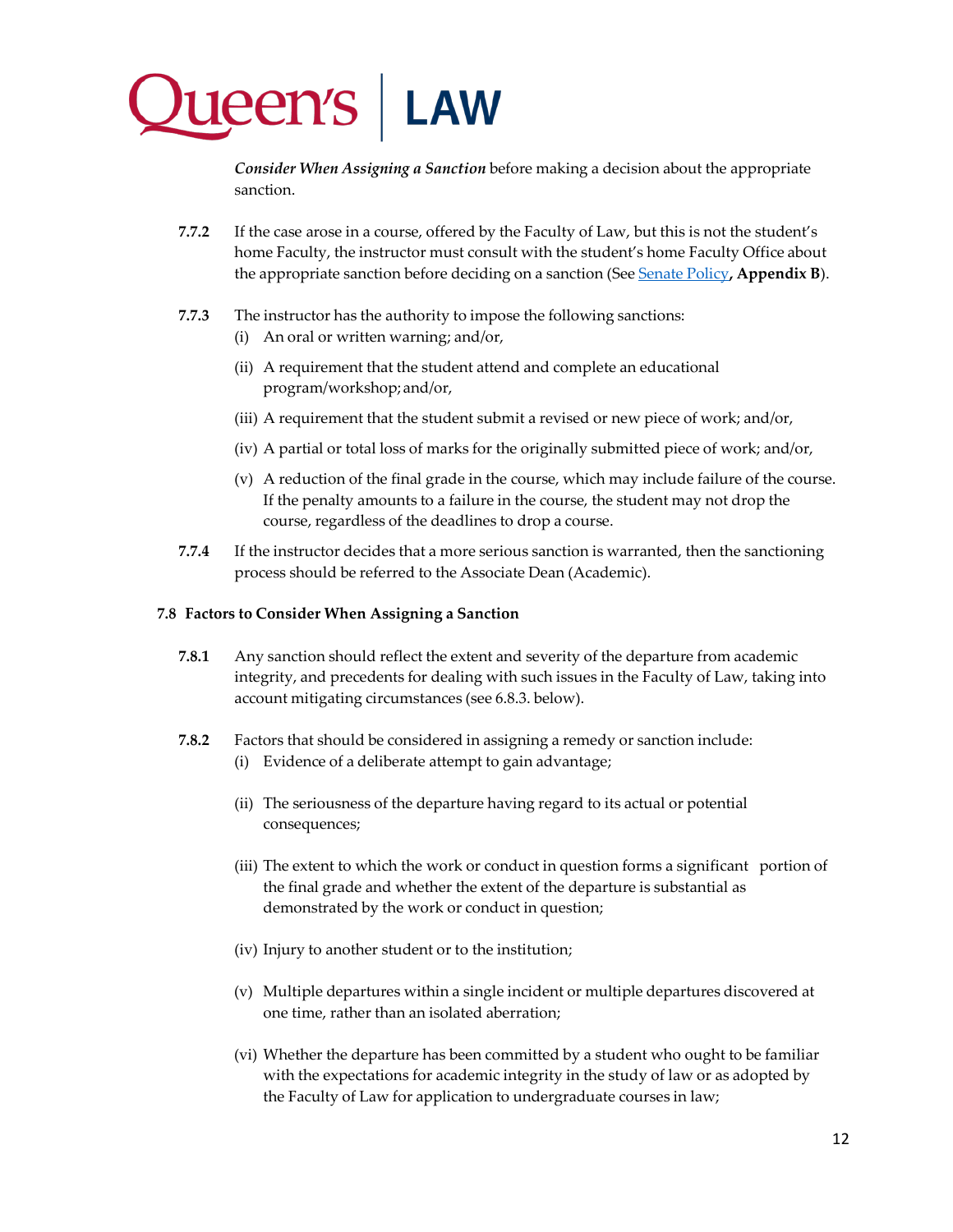*Consider When Assigning a Sanction* before making a decision about the appropriate sanction.

**7.7.2** If the case arose in a course, offered by the Faculty of Law, but this is not the student's home Faculty, the instructor must consult with the student's home Faculty Office about the appropriate sanction before deciding on a sanction (See Senate Policy**, Appendix B**).

**7.7.3** The instructor has the authority to impose the following sanctions:

(i) An oral or written warning; and/or,

(ii) A requirement that the student attend and complete an educational program/workshop; and/or,

(iii) A requirement that the student submit a revised or new piece of work; and/or,

(iv) A partial or total loss of marks for the originally submitted piece of work; and/or,

(v) A reduction of the final grade in the course, which may include failure of the course. If the penalty amounts to a failure in the course, the student may not drop the course, regardless of the deadlines to drop a course.

**7.7.4** If the instructor decides that a more serious sanction is warranted, then the sanctioning process should be referred to the Associate Dean (Academic).

### 7.8 Factors to Consider When Assigning a Sanction

**7.8.1** Any sanction should reflect the extent and severity of the departure from academic integrity, and precedents for dealing with such issues in the Faculty of Law, taking into account mitigating circumstances (see 6.8.3. below).

**7.8.2** Factors that should be considered in assigning a remedy or sanction include:

(i) Evidence of a deliberate attempt to gain advantage;

(ii) The seriousness of the departure having regard to its actual or potential consequences;

(iii) The extent to which the work or conduct in question forms a significant portion of the final grade and whether the extent of the departure is substantial as demonstrated by the work or conduct in question;

(iv) Injury to another student or to the institution;

(v) Multiple departures within a single incident or multiple departures discovered at one time, rather than an isolated aberration;

(vi) Whether the departure has been committed by a student who ought to be familiar with the expectations for academic integrity in the study of law or as adopted by the Faculty of Law for application to undergraduate courses in law;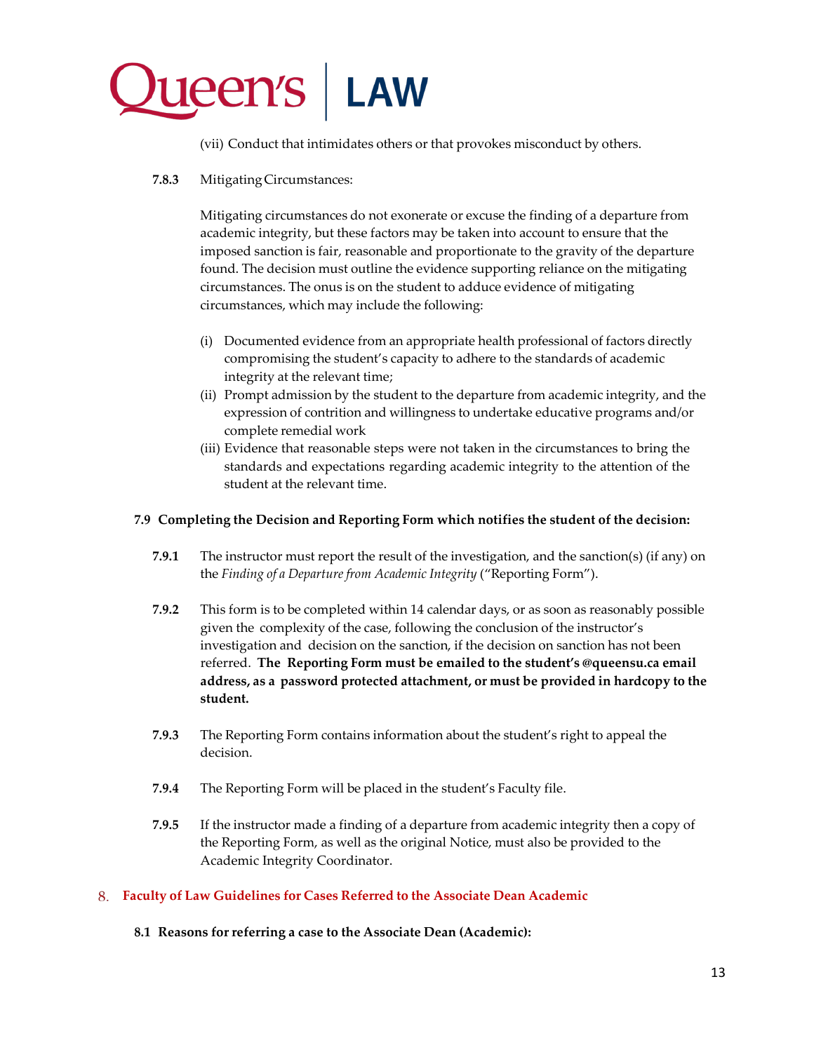(vii) Conduct that intimidates others or that provokes misconduct by others.

**7.8.3** Mitigating Circumstances:

Mitigating circumstances do not exonerate or excuse the finding of a departure from academic integrity, but these factors may be taken into account to ensure that the imposed sanction is fair, reasonable and proportionate to the gravity of the departure found. The decision must outline the evidence supporting reliance on the mitigating circumstances. The onus is on the student to adduce evidence of mitigating circumstances, which may include the following:

(i) Documented evidence from an appropriate health professional of factors directly compromising the student's capacity to adhere to the standards of academic integrity at the relevant time;
(ii) Prompt admission by the student to the departure from academic integrity, and the expression of contrition and willingness to undertake educative programs and/or complete remedial work
(iii) Evidence that reasonable steps were not taken in the circumstances to bring the standards and expectations regarding academic integrity to the attention of the student at the relevant time.

**7.9 Completing the Decision and Reporting Form which notifies the student of the decision:**

**7.9.1** The instructor must report the result of the investigation, and the sanction(s) (if any) on the *Finding of a Departure from Academic Integrity* ("Reporting Form").

**7.9.2** This form is to be completed within 14 calendar days, or as soon as reasonably possible given the complexity of the case, following the conclusion of the instructor's investigation and decision on the sanction, if the decision on sanction has not been referred. **The Reporting Form must be emailed to the student's @queensu.ca email address, as a password protected attachment, or must be provided in hardcopy to the student.**

**7.9.3** The Reporting Form contains information about the student's right to appeal the decision.

**7.9.4** The Reporting Form will be placed in the student's Faculty file.

**7.9.5** If the instructor made a finding of a departure from academic integrity then a copy of the Reporting Form, as well as the original Notice, must also be provided to the Academic Integrity Coordinator.

## 8. Faculty of Law Guidelines for Cases Referred to the Associate Dean Academic

**8.1 Reasons for referring a case to the Associate Dean (Academic):**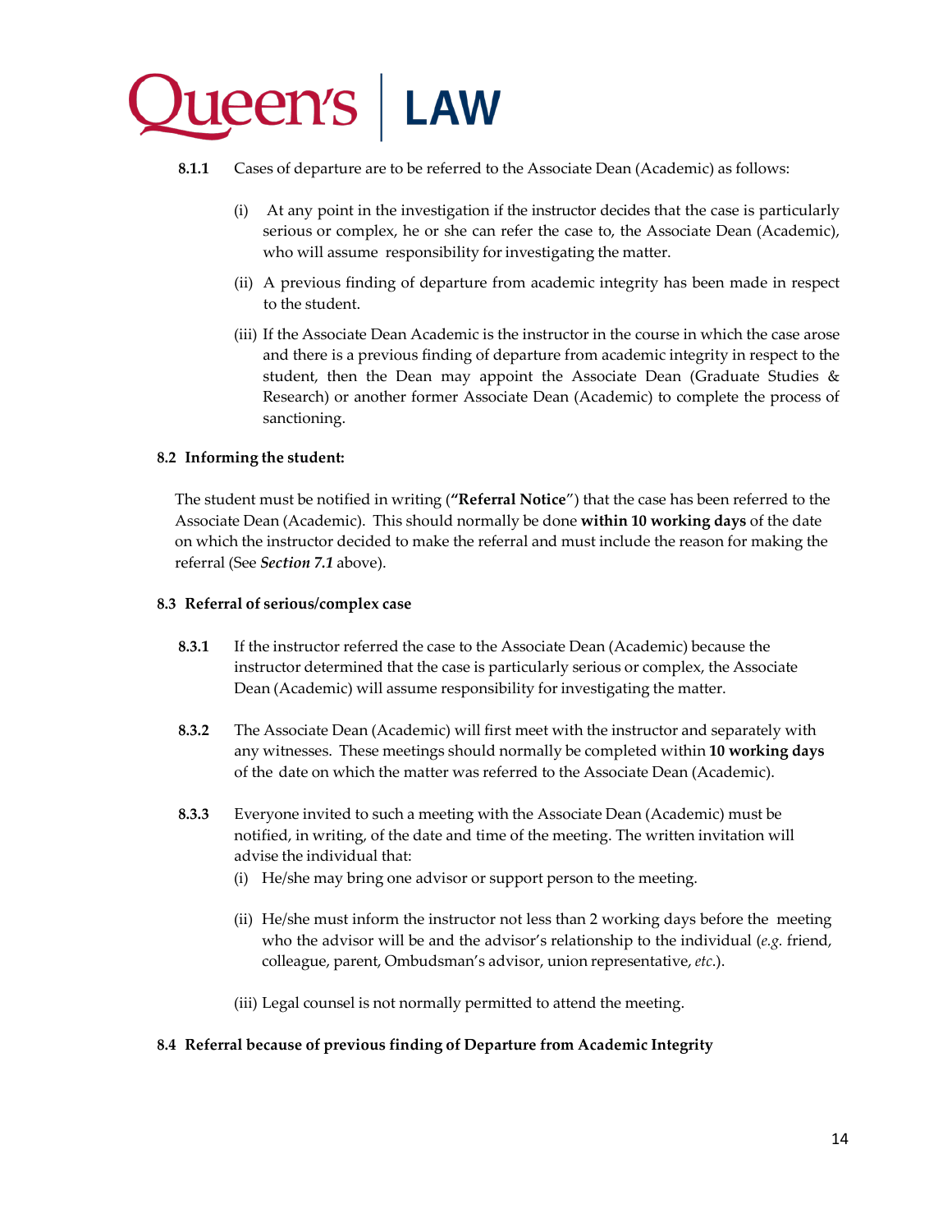**8.1.1** Cases of departure are to be referred to the Associate Dean (Academic) as follows:

(i) At any point in the investigation if the instructor decides that the case is particularly serious or complex, he or she can refer the case to, the Associate Dean (Academic), who will assume responsibility for investigating the matter.

(ii) A previous finding of departure from academic integrity has been made in respect to the student.

(iii) If the Associate Dean Academic is the instructor in the course in which the case arose and there is a previous finding of departure from academic integrity in respect to the student, then the Dean may appoint the Associate Dean (Graduate Studies & Research) or another former Associate Dean (Academic) to complete the process of sanctioning.

**8.2 Informing the student:**

The student must be notified in writing (**"Referral Notice**") that the case has been referred to the Associate Dean (Academic). This should normally be done **within 10 working days** of the date on which the instructor decided to make the referral and must include the reason for making the referral (See ***Section 7.1*** above).

**8.3 Referral of serious/complex case**

**8.3.1** If the instructor referred the case to the Associate Dean (Academic) because the instructor determined that the case is particularly serious or complex, the Associate Dean (Academic) will assume responsibility for investigating the matter.

**8.3.2** The Associate Dean (Academic) will first meet with the instructor and separately with any witnesses. These meetings should normally be completed within **10 working days** of the date on which the matter was referred to the Associate Dean (Academic).

**8.3.3** Everyone invited to such a meeting with the Associate Dean (Academic) must be notified, in writing, of the date and time of the meeting. The written invitation will advise the individual that:

(i) He/she may bring one advisor or support person to the meeting.

(ii) He/she must inform the instructor not less than 2 working days before the meeting who the advisor will be and the advisor's relationship to the individual (*e.g.* friend, colleague, parent, Ombudsman's advisor, union representative, *etc.*).

(iii) Legal counsel is not normally permitted to attend the meeting.

**8.4 Referral because of previous finding of Departure from Academic Integrity**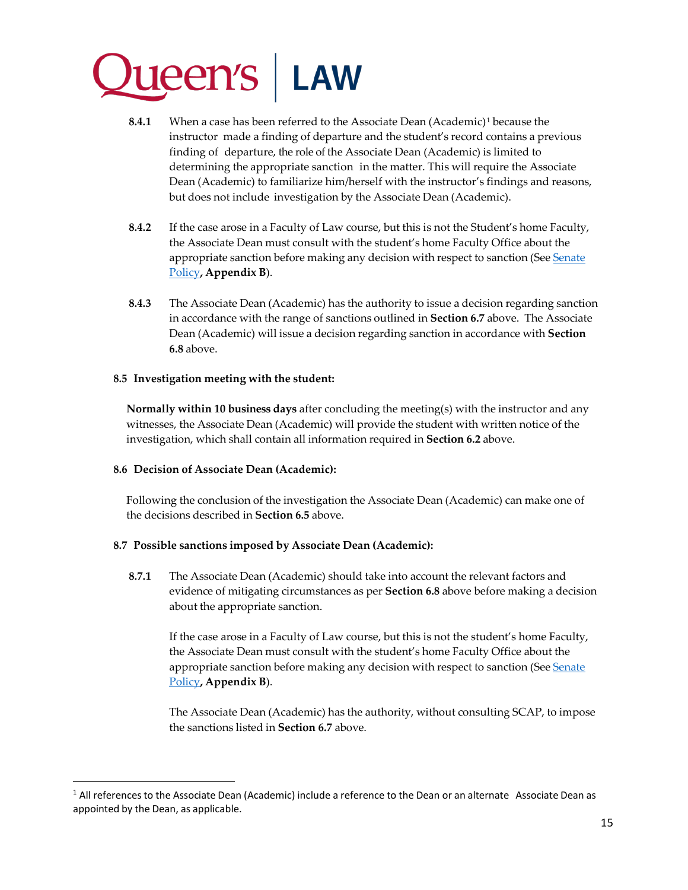**8.4.1** When a case has been referred to the Associate Dean (Academic)[1] because the instructor made a finding of departure and the student's record contains a previous finding of departure, the role of the Associate Dean (Academic) is limited to determining the appropriate sanction in the matter. This will require the Associate Dean (Academic) to familiarize him/herself with the instructor's findings and reasons, but does not include investigation by the Associate Dean (Academic).

**8.4.2** If the case arose in a Faculty of Law course, but this is not the Student's home Faculty, the Associate Dean must consult with the student's home Faculty Office about the appropriate sanction before making any decision with respect to sanction (See Senate Policy**, Appendix B**).

**8.4.3** The Associate Dean (Academic) has the authority to issue a decision regarding sanction in accordance with the range of sanctions outlined in **Section 6.7** above. The Associate Dean (Academic) will issue a decision regarding sanction in accordance with **Section 6.8** above.

**8.5 Investigation meeting with the student:**

**Normally within 10 business days** after concluding the meeting(s) with the instructor and any witnesses, the Associate Dean (Academic) will provide the student with written notice of the investigation, which shall contain all information required in **Section 6.2** above.

**8.6 Decision of Associate Dean (Academic):**

Following the conclusion of the investigation the Associate Dean (Academic) can make one of the decisions described in **Section 6.5** above.

**8.7 Possible sanctions imposed by Associate Dean (Academic):**

**8.7.1** The Associate Dean (Academic) should take into account the relevant factors and evidence of mitigating circumstances as per **Section 6.8** above before making a decision about the appropriate sanction.

If the case arose in a Faculty of Law course, but this is not the student's home Faculty, the Associate Dean must consult with the student's home Faculty Office about the appropriate sanction before making any decision with respect to sanction (See Senate Policy**, Appendix B**).

The Associate Dean (Academic) has the authority, without consulting SCAP, to impose the sanctions listed in **Section 6.7** above.

[1] All references to the Associate Dean (Academic) include a reference to the Dean or an alternate Associate Dean as appointed by the Dean, as applicable.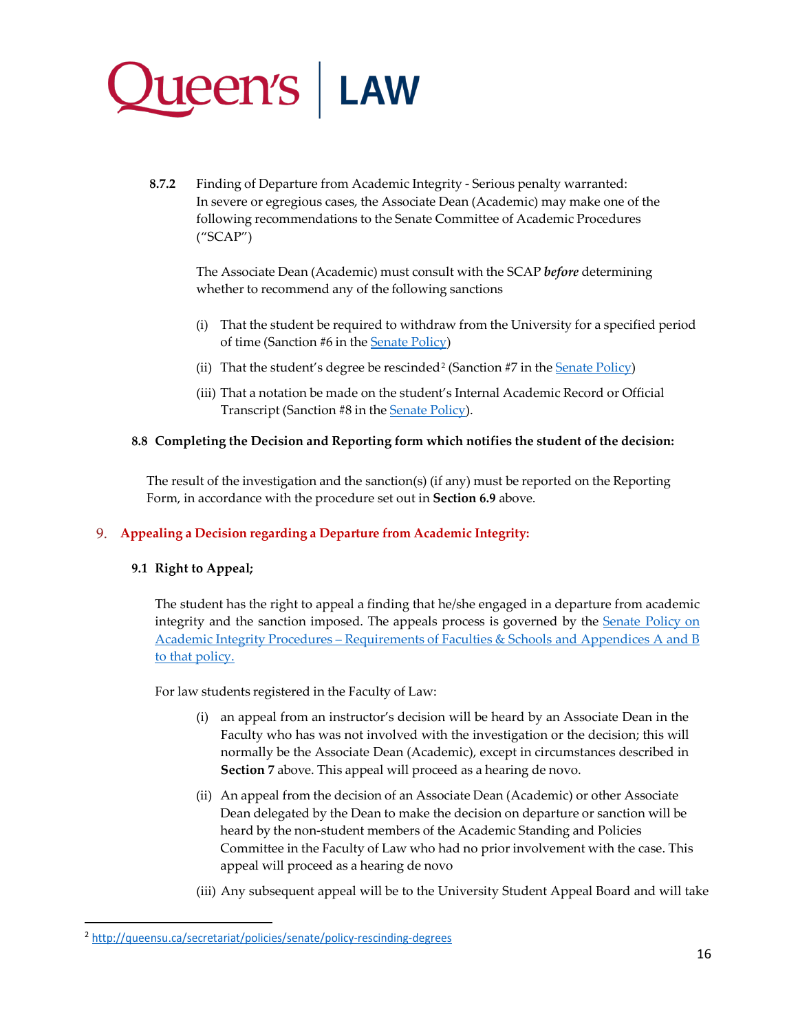**8.7.2** Finding of Departure from Academic Integrity - Serious penalty warranted: In severe or egregious cases, the Associate Dean (Academic) may make one of the following recommendations to the Senate Committee of Academic Procedures ("SCAP")

The Associate Dean (Academic) must consult with the SCAP ***before*** determining whether to recommend any of the following sanctions

(i) That the student be required to withdraw from the University for a specified period of time (Sanction #6 in the Senate Policy)

(ii) That the student's degree be rescinded[2] (Sanction #7 in the Senate Policy)

(iii) That a notation be made on the student's Internal Academic Record or Official Transcript (Sanction #8 in the Senate Policy).

### 8.8 Completing the Decision and Reporting form which notifies the student of the decision:

The result of the investigation and the sanction(s) (if any) must be reported on the Reporting Form, in accordance with the procedure set out in **Section 6.9** above.

## 9. Appealing a Decision regarding a Departure from Academic Integrity:

### 9.1 Right to Appeal;

The student has the right to appeal a finding that he/she engaged in a departure from academic integrity and the sanction imposed. The appeals process is governed by the Senate Policy on Academic Integrity Procedures – Requirements of Faculties & Schools and Appendices A and B to that policy.

For law students registered in the Faculty of Law:

(i) an appeal from an instructor's decision will be heard by an Associate Dean in the Faculty who has was not involved with the investigation or the decision; this will normally be the Associate Dean (Academic), except in circumstances described in **Section 7** above. This appeal will proceed as a hearing de novo.

(ii) An appeal from the decision of an Associate Dean (Academic) or other Associate Dean delegated by the Dean to make the decision on departure or sanction will be heard by the non-student members of the Academic Standing and Policies Committee in the Faculty of Law who had no prior involvement with the case. This appeal will proceed as a hearing de novo

(iii) Any subsequent appeal will be to the University Student Appeal Board and will take

---

[2] http://queensu.ca/secretariat/policies/senate/policy-rescinding-degrees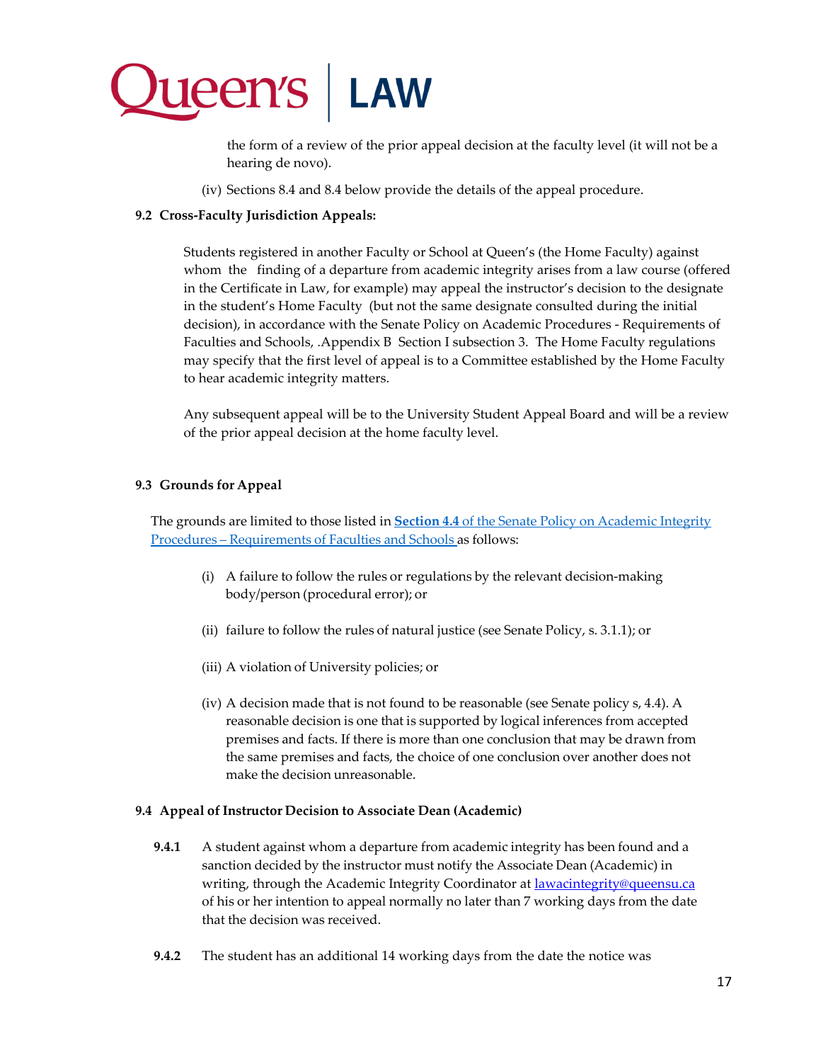the form of a review of the prior appeal decision at the faculty level (it will not be a hearing de novo).

(iv) Sections 8.4 and 8.4 below provide the details of the appeal procedure.

### 9.2 Cross-Faculty Jurisdiction Appeals:

Students registered in another Faculty or School at Queen's (the Home Faculty) against whom the finding of a departure from academic integrity arises from a law course (offered in the Certificate in Law, for example) may appeal the instructor's decision to the designate in the student's Home Faculty (but not the same designate consulted during the initial decision), in accordance with the Senate Policy on Academic Procedures - Requirements of Faculties and Schools, .Appendix B Section I subsection 3. The Home Faculty regulations may specify that the first level of appeal is to a Committee established by the Home Faculty to hear academic integrity matters.

Any subsequent appeal will be to the University Student Appeal Board and will be a review of the prior appeal decision at the home faculty level.

### 9.3 Grounds for Appeal

The grounds are limited to those listed in **Section 4.4** of the Senate Policy on Academic Integrity Procedures – Requirements of Faculties and Schools as follows:

(i) A failure to follow the rules or regulations by the relevant decision-making body/person (procedural error); or

(ii) failure to follow the rules of natural justice (see Senate Policy, s. 3.1.1); or

(iii) A violation of University policies; or

(iv) A decision made that is not found to be reasonable (see Senate policy s, 4.4). A reasonable decision is one that is supported by logical inferences from accepted premises and facts. If there is more than one conclusion that may be drawn from the same premises and facts, the choice of one conclusion over another does not make the decision unreasonable.

### 9.4 Appeal of Instructor Decision to Associate Dean (Academic)

**9.4.1** A student against whom a departure from academic integrity has been found and a sanction decided by the instructor must notify the Associate Dean (Academic) in writing, through the Academic Integrity Coordinator at lawacintegrity@queensu.ca of his or her intention to appeal normally no later than 7 working days from the date that the decision was received.

**9.4.2** The student has an additional 14 working days from the date the notice was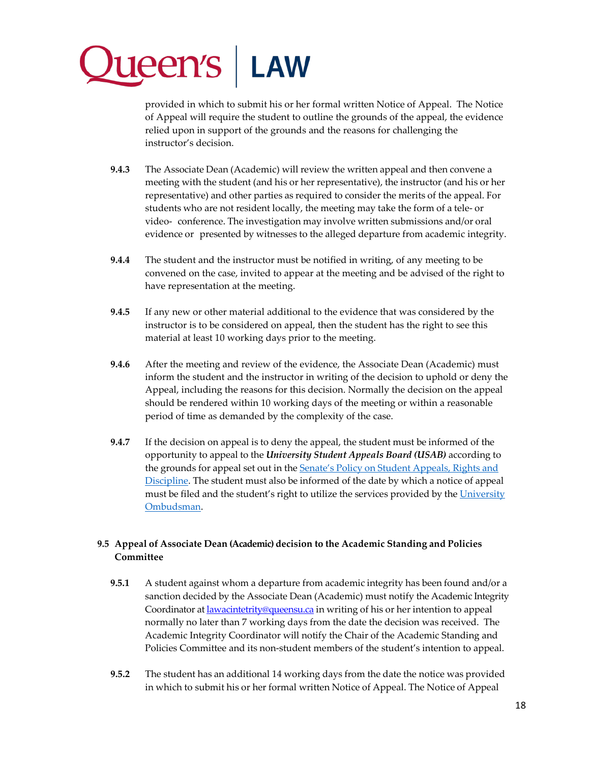provided in which to submit his or her formal written Notice of Appeal. The Notice of Appeal will require the student to outline the grounds of the appeal, the evidence relied upon in support of the grounds and the reasons for challenging the instructor's decision.

**9.4.3** The Associate Dean (Academic) will review the written appeal and then convene a meeting with the student (and his or her representative), the instructor (and his or her representative) and other parties as required to consider the merits of the appeal. For students who are not resident locally, the meeting may take the form of a tele- or video- conference. The investigation may involve written submissions and/or oral evidence or presented by witnesses to the alleged departure from academic integrity.

**9.4.4** The student and the instructor must be notified in writing, of any meeting to be convened on the case, invited to appear at the meeting and be advised of the right to have representation at the meeting.

**9.4.5** If any new or other material additional to the evidence that was considered by the instructor is to be considered on appeal, then the student has the right to see this material at least 10 working days prior to the meeting.

**9.4.6** After the meeting and review of the evidence, the Associate Dean (Academic) must inform the student and the instructor in writing of the decision to uphold or deny the Appeal, including the reasons for this decision. Normally the decision on the appeal should be rendered within 10 working days of the meeting or within a reasonable period of time as demanded by the complexity of the case.

**9.4.7** If the decision on appeal is to deny the appeal, the student must be informed of the opportunity to appeal to the ***University Student Appeals Board (USAB)*** according to the grounds for appeal set out in the [Senate's Policy on Student Appeals, Rights and Discipline](). The student must also be informed of the date by which a notice of appeal must be filed and the student's right to utilize the services provided by the [University Ombudsman]().

### 9.5 Appeal of Associate Dean (Academic) decision to the Academic Standing and Policies Committee

**9.5.1** A student against whom a departure from academic integrity has been found and/or a sanction decided by the Associate Dean (Academic) must notify the Academic Integrity Coordinator at [lawacintetrity@queensu.ca]() in writing of his or her intention to appeal normally no later than 7 working days from the date the decision was received. The Academic Integrity Coordinator will notify the Chair of the Academic Standing and Policies Committee and its non-student members of the student's intention to appeal.

**9.5.2** The student has an additional 14 working days from the date the notice was provided in which to submit his or her formal written Notice of Appeal. The Notice of Appeal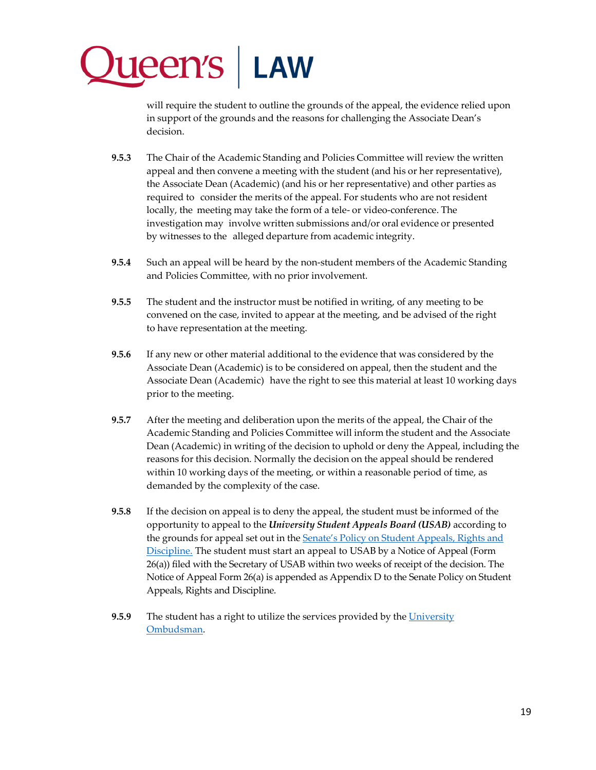will require the student to outline the grounds of the appeal, the evidence relied upon in support of the grounds and the reasons for challenging the Associate Dean's decision.

**9.5.3** The Chair of the Academic Standing and Policies Committee will review the written appeal and then convene a meeting with the student (and his or her representative), the Associate Dean (Academic) (and his or her representative) and other parties as required to consider the merits of the appeal. For students who are not resident locally, the meeting may take the form of a tele- or video-conference. The investigation may involve written submissions and/or oral evidence or presented by witnesses to the alleged departure from academic integrity.

**9.5.4** Such an appeal will be heard by the non-student members of the Academic Standing and Policies Committee, with no prior involvement.

**9.5.5** The student and the instructor must be notified in writing, of any meeting to be convened on the case, invited to appear at the meeting, and be advised of the right to have representation at the meeting.

**9.5.6** If any new or other material additional to the evidence that was considered by the Associate Dean (Academic) is to be considered on appeal, then the student and the Associate Dean (Academic) have the right to see this material at least 10 working days prior to the meeting.

**9.5.7** After the meeting and deliberation upon the merits of the appeal, the Chair of the Academic Standing and Policies Committee will inform the student and the Associate Dean (Academic) in writing of the decision to uphold or deny the Appeal, including the reasons for this decision. Normally the decision on the appeal should be rendered within 10 working days of the meeting, or within a reasonable period of time, as demanded by the complexity of the case.

**9.5.8** If the decision on appeal is to deny the appeal, the student must be informed of the opportunity to appeal to the ***University Student Appeals Board (USAB)*** according to the grounds for appeal set out in the Senate's Policy on Student Appeals, Rights and Discipline. The student must start an appeal to USAB by a Notice of Appeal (Form 26(a)) filed with the Secretary of USAB within two weeks of receipt of the decision. The Notice of Appeal Form 26(a) is appended as Appendix D to the Senate Policy on Student Appeals, Rights and Discipline.

**9.5.9** The student has a right to utilize the services provided by the University Ombudsman.